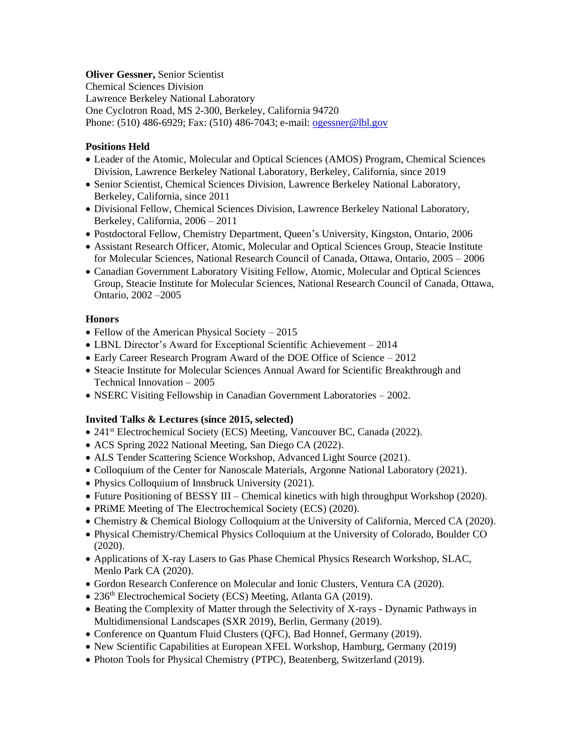**Oliver Gessner,** Senior Scientist
Chemical Sciences Division
Lawrence Berkeley National Laboratory
One Cyclotron Road, MS 2-300, Berkeley, California 94720
Phone: (510) 486-6929; Fax: (510) 486-7043; e-mail: ogessner@lbl.gov

**Positions Held**

- Leader of the Atomic, Molecular and Optical Sciences (AMOS) Program, Chemical Sciences Division, Lawrence Berkeley National Laboratory, Berkeley, California, since 2019
- Senior Scientist, Chemical Sciences Division, Lawrence Berkeley National Laboratory, Berkeley, California, since 2011
- Divisional Fellow, Chemical Sciences Division, Lawrence Berkeley National Laboratory, Berkeley, California, 2006 – 2011
- Postdoctoral Fellow, Chemistry Department, Queen's University, Kingston, Ontario, 2006
- Assistant Research Officer, Atomic, Molecular and Optical Sciences Group, Steacie Institute for Molecular Sciences, National Research Council of Canada, Ottawa, Ontario, 2005 – 2006
- Canadian Government Laboratory Visiting Fellow, Atomic, Molecular and Optical Sciences Group, Steacie Institute for Molecular Sciences, National Research Council of Canada, Ottawa, Ontario, 2002 –2005

**Honors**

- Fellow of the American Physical Society – 2015
- LBNL Director's Award for Exceptional Scientific Achievement – 2014
- Early Career Research Program Award of the DOE Office of Science – 2012
- Steacie Institute for Molecular Sciences Annual Award for Scientific Breakthrough and Technical Innovation – 2005
- NSERC Visiting Fellowship in Canadian Government Laboratories – 2002.

**Invited Talks & Lectures (since 2015, selected)**

- 241st Electrochemical Society (ECS) Meeting, Vancouver BC, Canada (2022).
- ACS Spring 2022 National Meeting, San Diego CA (2022).
- ALS Tender Scattering Science Workshop, Advanced Light Source (2021).
- Colloquium of the Center for Nanoscale Materials, Argonne National Laboratory (2021).
- Physics Colloquium of Innsbruck University (2021).
- Future Positioning of BESSY III – Chemical kinetics with high throughput Workshop (2020).
- PRiME Meeting of The Electrochemical Society (ECS) (2020).
- Chemistry & Chemical Biology Colloquium at the University of California, Merced CA (2020).
- Physical Chemistry/Chemical Physics Colloquium at the University of Colorado, Boulder CO (2020).
- Applications of X-ray Lasers to Gas Phase Chemical Physics Research Workshop, SLAC, Menlo Park CA (2020).
- Gordon Research Conference on Molecular and Ionic Clusters, Ventura CA (2020).
- 236th Electrochemical Society (ECS) Meeting, Atlanta GA (2019).
- Beating the Complexity of Matter through the Selectivity of X-rays - Dynamic Pathways in Multidimensional Landscapes (SXR 2019), Berlin, Germany (2019).
- Conference on Quantum Fluid Clusters (QFC), Bad Honnef, Germany (2019).
- New Scientific Capabilities at European XFEL Workshop, Hamburg, Germany (2019)
- Photon Tools for Physical Chemistry (PTPC), Beatenberg, Switzerland (2019).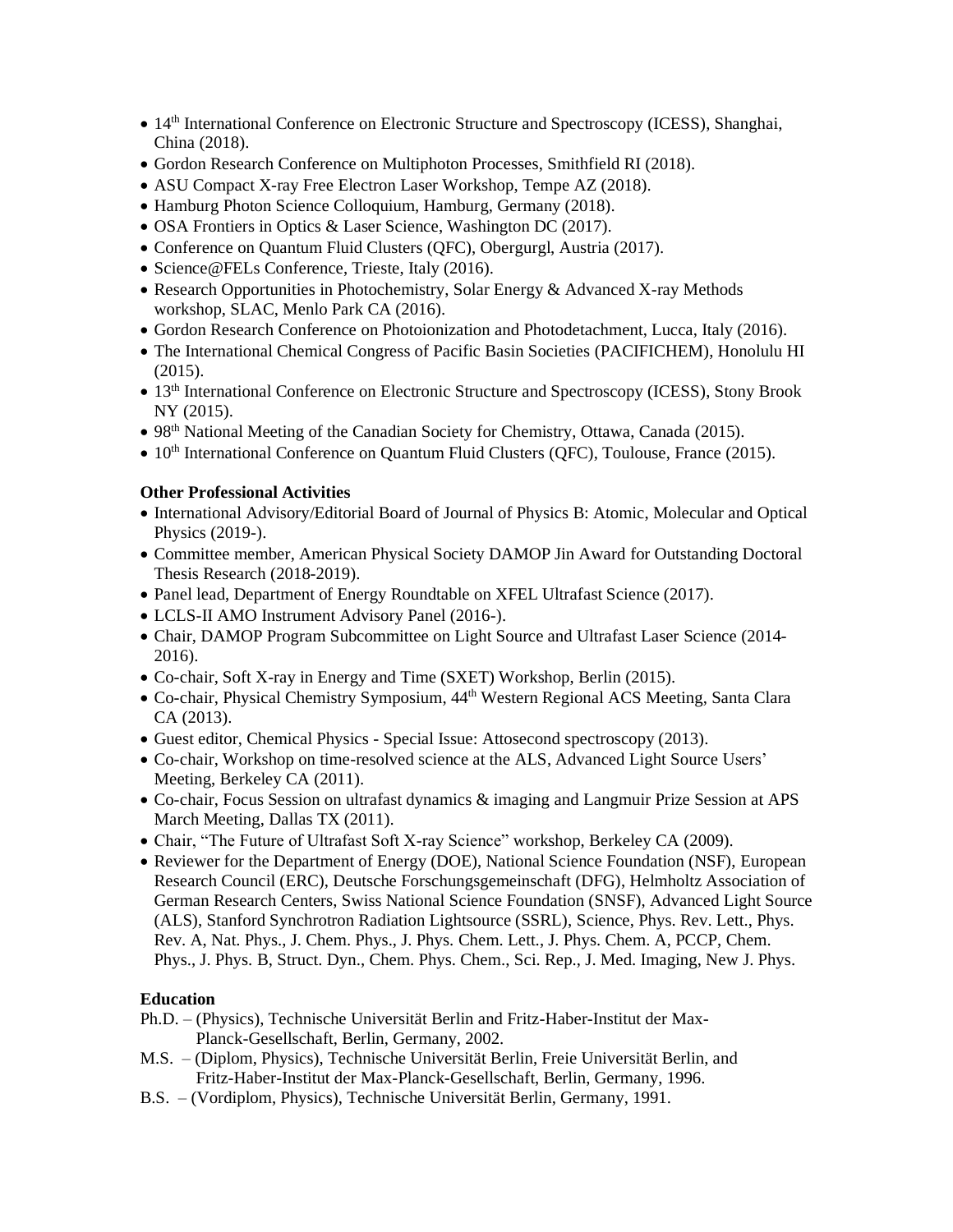- 14th International Conference on Electronic Structure and Spectroscopy (ICESS), Shanghai, China (2018).
- Gordon Research Conference on Multiphoton Processes, Smithfield RI (2018).
- ASU Compact X-ray Free Electron Laser Workshop, Tempe AZ (2018).
- Hamburg Photon Science Colloquium, Hamburg, Germany (2018).
- OSA Frontiers in Optics & Laser Science, Washington DC (2017).
- Conference on Quantum Fluid Clusters (QFC), Obergurgl, Austria (2017).
- Science@FELs Conference, Trieste, Italy (2016).
- Research Opportunities in Photochemistry, Solar Energy & Advanced X-ray Methods workshop, SLAC, Menlo Park CA (2016).
- Gordon Research Conference on Photoionization and Photodetachment, Lucca, Italy (2016).
- The International Chemical Congress of Pacific Basin Societies (PACIFICHEM), Honolulu HI (2015).
- 13th International Conference on Electronic Structure and Spectroscopy (ICESS), Stony Brook NY (2015).
- 98th National Meeting of the Canadian Society for Chemistry, Ottawa, Canada (2015).
- 10th International Conference on Quantum Fluid Clusters (QFC), Toulouse, France (2015).

**Other Professional Activities**

- International Advisory/Editorial Board of Journal of Physics B: Atomic, Molecular and Optical Physics (2019-).
- Committee member, American Physical Society DAMOP Jin Award for Outstanding Doctoral Thesis Research (2018-2019).
- Panel lead, Department of Energy Roundtable on XFEL Ultrafast Science (2017).
- LCLS-II AMO Instrument Advisory Panel (2016-).
- Chair, DAMOP Program Subcommittee on Light Source and Ultrafast Laser Science (2014-2016).
- Co-chair, Soft X-ray in Energy and Time (SXET) Workshop, Berlin (2015).
- Co-chair, Physical Chemistry Symposium, 44th Western Regional ACS Meeting, Santa Clara CA (2013).
- Guest editor, Chemical Physics - Special Issue: Attosecond spectroscopy (2013).
- Co-chair, Workshop on time-resolved science at the ALS, Advanced Light Source Users' Meeting, Berkeley CA (2011).
- Co-chair, Focus Session on ultrafast dynamics & imaging and Langmuir Prize Session at APS March Meeting, Dallas TX (2011).
- Chair, "The Future of Ultrafast Soft X-ray Science" workshop, Berkeley CA (2009).
- Reviewer for the Department of Energy (DOE), National Science Foundation (NSF), European Research Council (ERC), Deutsche Forschungsgemeinschaft (DFG), Helmholtz Association of German Research Centers, Swiss National Science Foundation (SNSF), Advanced Light Source (ALS), Stanford Synchrotron Radiation Lightsource (SSRL), Science, Phys. Rev. Lett., Phys. Rev. A, Nat. Phys., J. Chem. Phys., J. Phys. Chem. Lett., J. Phys. Chem. A, PCCP, Chem. Phys., J. Phys. B, Struct. Dyn., Chem. Phys. Chem., Sci. Rep., J. Med. Imaging, New J. Phys.

**Education**

Ph.D. – (Physics), Technische Universität Berlin and Fritz-Haber-Institut der Max-Planck-Gesellschaft, Berlin, Germany, 2002.

M.S. – (Diplom, Physics), Technische Universität Berlin, Freie Universität Berlin, and Fritz-Haber-Institut der Max-Planck-Gesellschaft, Berlin, Germany, 1996.

B.S. – (Vordiplom, Physics), Technische Universität Berlin, Germany, 1991.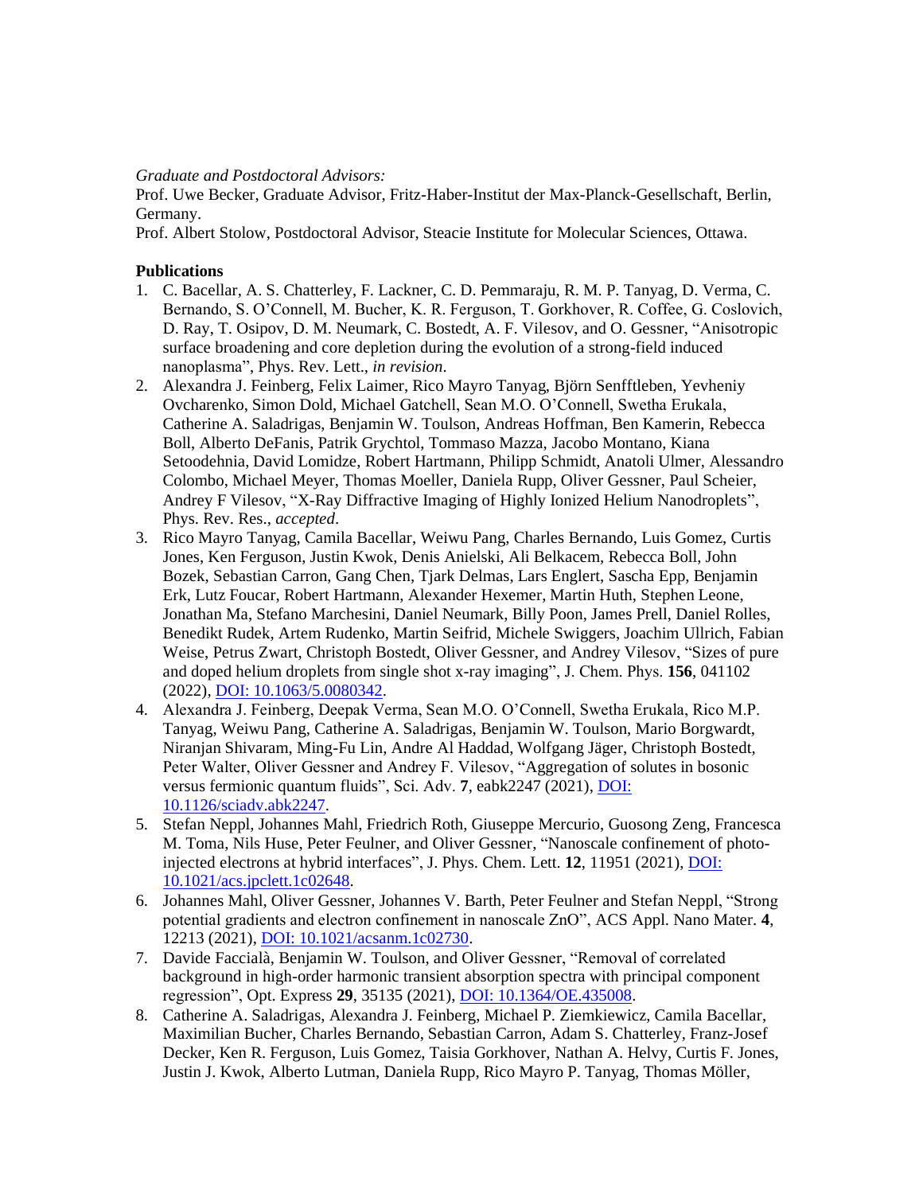*Graduate and Postdoctoral Advisors:*
Prof. Uwe Becker, Graduate Advisor, Fritz-Haber-Institut der Max-Planck-Gesellschaft, Berlin, Germany.
Prof. Albert Stolow, Postdoctoral Advisor, Steacie Institute for Molecular Sciences, Ottawa.

**Publications**

1. C. Bacellar, A. S. Chatterley, F. Lackner, C. D. Pemmaraju, R. M. P. Tanyag, D. Verma, C. Bernando, S. O'Connell, M. Bucher, K. R. Ferguson, T. Gorkhover, R. Coffee, G. Coslovich, D. Ray, T. Osipov, D. M. Neumark, C. Bostedt, A. F. Vilesov, and O. Gessner, "Anisotropic surface broadening and core depletion during the evolution of a strong-field induced nanoplasma", Phys. Rev. Lett., *in revision*.
2. Alexandra J. Feinberg, Felix Laimer, Rico Mayro Tanyag, Björn Senfftleben, Yevheniy Ovcharenko, Simon Dold, Michael Gatchell, Sean M.O. O'Connell, Swetha Erukala, Catherine A. Saladrigas, Benjamin W. Toulson, Andreas Hoffman, Ben Kamerin, Rebecca Boll, Alberto DeFanis, Patrik Grychtol, Tommaso Mazza, Jacobo Montano, Kiana Setoodehnia, David Lomidze, Robert Hartmann, Philipp Schmidt, Anatoli Ulmer, Alessandro Colombo, Michael Meyer, Thomas Moeller, Daniela Rupp, Oliver Gessner, Paul Scheier, Andrey F Vilesov, "X-Ray Diffractive Imaging of Highly Ionized Helium Nanodroplets", Phys. Rev. Res., *accepted*.
3. Rico Mayro Tanyag, Camila Bacellar, Weiwu Pang, Charles Bernando, Luis Gomez, Curtis Jones, Ken Ferguson, Justin Kwok, Denis Anielski, Ali Belkacem, Rebecca Boll, John Bozek, Sebastian Carron, Gang Chen, Tjark Delmas, Lars Englert, Sascha Epp, Benjamin Erk, Lutz Foucar, Robert Hartmann, Alexander Hexemer, Martin Huth, Stephen Leone, Jonathan Ma, Stefano Marchesini, Daniel Neumark, Billy Poon, James Prell, Daniel Rolles, Benedikt Rudek, Artem Rudenko, Martin Seifrid, Michele Swiggers, Joachim Ullrich, Fabian Weise, Petrus Zwart, Christoph Bostedt, Oliver Gessner, and Andrey Vilesov, "Sizes of pure and doped helium droplets from single shot x-ray imaging", J. Chem. Phys. **156**, 041102 (2022), DOI: 10.1063/5.0080342.
4. Alexandra J. Feinberg, Deepak Verma, Sean M.O. O'Connell, Swetha Erukala, Rico M.P. Tanyag, Weiwu Pang, Catherine A. Saladrigas, Benjamin W. Toulson, Mario Borgwardt, Niranjan Shivaram, Ming-Fu Lin, Andre Al Haddad, Wolfgang Jäger, Christoph Bostedt, Peter Walter, Oliver Gessner and Andrey F. Vilesov, "Aggregation of solutes in bosonic versus fermionic quantum fluids", Sci. Adv. **7**, eabk2247 (2021), DOI: 10.1126/sciadv.abk2247.
5. Stefan Neppl, Johannes Mahl, Friedrich Roth, Giuseppe Mercurio, Guosong Zeng, Francesca M. Toma, Nils Huse, Peter Feulner, and Oliver Gessner, "Nanoscale confinement of photo-injected electrons at hybrid interfaces", J. Phys. Chem. Lett. **12**, 11951 (2021), DOI: 10.1021/acs.jpclett.1c02648.
6. Johannes Mahl, Oliver Gessner, Johannes V. Barth, Peter Feulner and Stefan Neppl, "Strong potential gradients and electron confinement in nanoscale ZnO", ACS Appl. Nano Mater. **4**, 12213 (2021), DOI: 10.1021/acsanm.1c02730.
7. Davide Faccialà, Benjamin W. Toulson, and Oliver Gessner, "Removal of correlated background in high-order harmonic transient absorption spectra with principal component regression", Opt. Express **29**, 35135 (2021), DOI: 10.1364/OE.435008.
8. Catherine A. Saladrigas, Alexandra J. Feinberg, Michael P. Ziemkiewicz, Camila Bacellar, Maximilian Bucher, Charles Bernando, Sebastian Carron, Adam S. Chatterley, Franz-Josef Decker, Ken R. Ferguson, Luis Gomez, Taisia Gorkhover, Nathan A. Helvy, Curtis F. Jones, Justin J. Kwok, Alberto Lutman, Daniela Rupp, Rico Mayro P. Tanyag, Thomas Möller,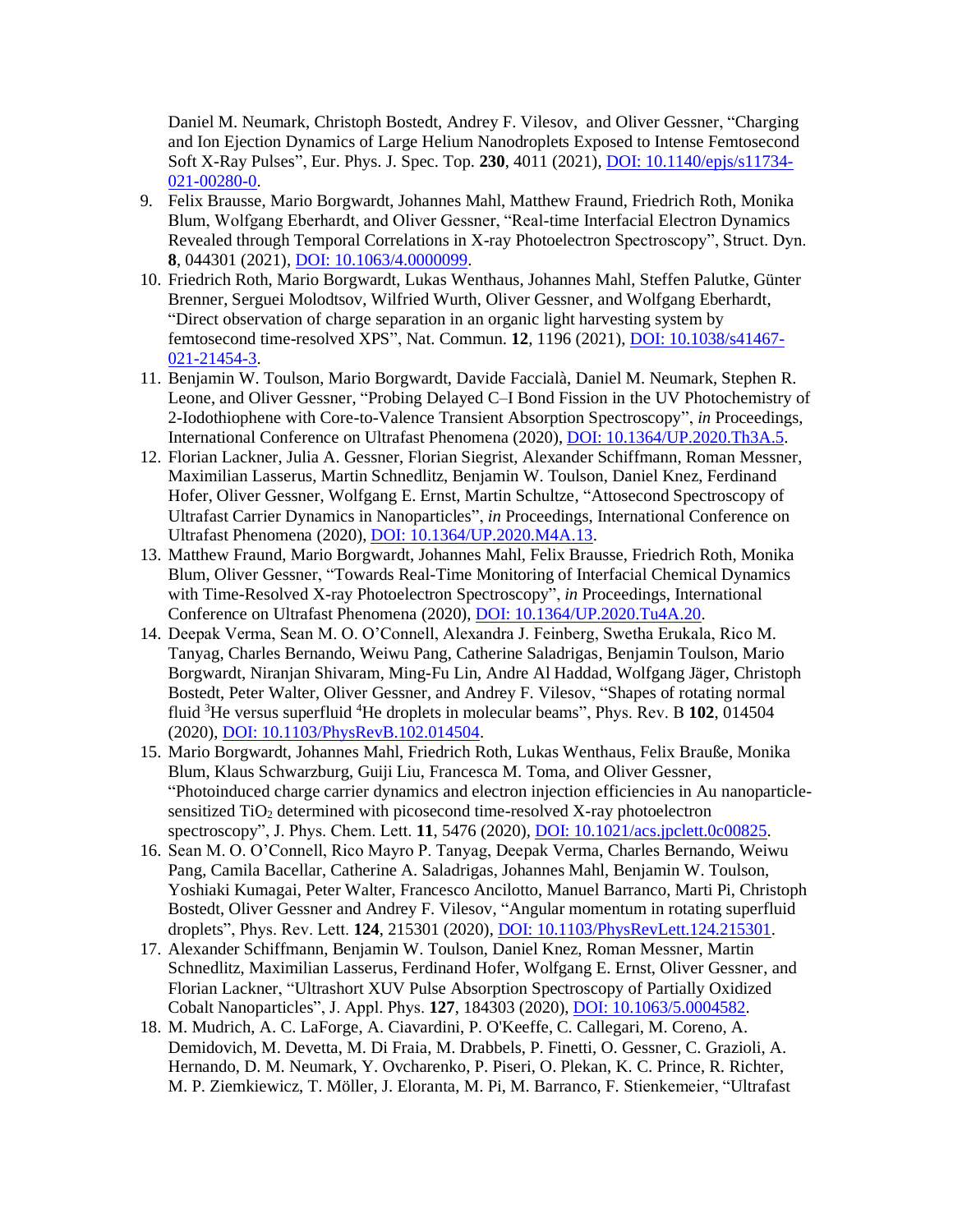Daniel M. Neumark, Christoph Bostedt, Andrey F. Vilesov, and Oliver Gessner, “Charging and Ion Ejection Dynamics of Large Helium Nanodroplets Exposed to Intense Femtosecond Soft X-Ray Pulses”, Eur. Phys. J. Spec. Top. **230**, 4011 (2021), [DOI: 10.1140/epjs/s11734-021-00280-0](https://doi.org/10.1140/epjs/s11734-021-00280-0).

9. Felix Brausse, Mario Borgwardt, Johannes Mahl, Matthew Fraund, Friedrich Roth, Monika Blum, Wolfgang Eberhardt, and Oliver Gessner, “Real-time Interfacial Electron Dynamics Revealed through Temporal Correlations in X-ray Photoelectron Spectroscopy”, Struct. Dyn. **8**, 044301 (2021), [DOI: 10.1063/4.0000099](https://doi.org/10.1063/4.0000099).
10. Friedrich Roth, Mario Borgwardt, Lukas Wenthaus, Johannes Mahl, Steffen Palutke, Günter Brenner, Serguei Molodtsov, Wilfried Wurth, Oliver Gessner, and Wolfgang Eberhardt, “Direct observation of charge separation in an organic light harvesting system by femtosecond time-resolved XPS”, Nat. Commun. **12**, 1196 (2021), [DOI: 10.1038/s41467-021-21454-3](https://doi.org/10.1038/s41467-021-21454-3).
11. Benjamin W. Toulson, Mario Borgwardt, Davide Faccialà, Daniel M. Neumark, Stephen R. Leone, and Oliver Gessner, “Probing Delayed C–I Bond Fission in the UV Photochemistry of 2-Iodothiophene with Core-to-Valence Transient Absorption Spectroscopy”, *in* Proceedings, International Conference on Ultrafast Phenomena (2020), [DOI: 10.1364/UP.2020.Th3A.5](https://doi.org/10.1364/UP.2020.Th3A.5).
12. Florian Lackner, Julia A. Gessner, Florian Siegrist, Alexander Schiffmann, Roman Messner, Maximilian Lasserus, Martin Schnedlitz, Benjamin W. Toulson, Daniel Knez, Ferdinand Hofer, Oliver Gessner, Wolfgang E. Ernst, Martin Schultze, “Attosecond Spectroscopy of Ultrafast Carrier Dynamics in Nanoparticles”, *in* Proceedings, International Conference on Ultrafast Phenomena (2020), [DOI: 10.1364/UP.2020.M4A.13](https://doi.org/10.1364/UP.2020.M4A.13).
13. Matthew Fraund, Mario Borgwardt, Johannes Mahl, Felix Brausse, Friedrich Roth, Monika Blum, Oliver Gessner, “Towards Real-Time Monitoring of Interfacial Chemical Dynamics with Time-Resolved X-ray Photoelectron Spectroscopy”, *in* Proceedings, International Conference on Ultrafast Phenomena (2020), [DOI: 10.1364/UP.2020.Tu4A.20](https://doi.org/10.1364/UP.2020.Tu4A.20).
14. Deepak Verma, Sean M. O. O’Connell, Alexandra J. Feinberg, Swetha Erukala, Rico M. Tanyag, Charles Bernando, Weiwu Pang, Catherine Saladrigas, Benjamin Toulson, Mario Borgwardt, Niranjan Shivaram, Ming-Fu Lin, Andre Al Haddad, Wolfgang Jäger, Christoph Bostedt, Peter Walter, Oliver Gessner, and Andrey F. Vilesov, “Shapes of rotating normal fluid $^3$He versus superfluid $^4$He droplets in molecular beams”, Phys. Rev. B **102**, 014504 (2020), [DOI: 10.1103/PhysRevB.102.014504](https://doi.org/10.1103/PhysRevB.102.014504).
15. Mario Borgwardt, Johannes Mahl, Friedrich Roth, Lukas Wenthaus, Felix Brauße, Monika Blum, Klaus Schwarzburg, Guiji Liu, Francesca M. Toma, and Oliver Gessner, “Photoinduced charge carrier dynamics and electron injection efficiencies in Au nanoparticle-sensitized $TiO_2$ determined with picosecond time-resolved X-ray photoelectron spectroscopy”, J. Phys. Chem. Lett. **11**, 5476 (2020), [DOI: 10.1021/acs.jpclett.0c00825](https://doi.org/10.1021/acs.jpclett.0c00825).
16. Sean M. O. O’Connell, Rico Mayro P. Tanyag, Deepak Verma, Charles Bernando, Weiwu Pang, Camila Bacellar, Catherine A. Saladrigas, Johannes Mahl, Benjamin W. Toulson, Yoshiaki Kumagai, Peter Walter, Francesco Ancilotto, Manuel Barranco, Marti Pi, Christoph Bostedt, Oliver Gessner and Andrey F. Vilesov, “Angular momentum in rotating superfluid droplets”, Phys. Rev. Lett. **124**, 215301 (2020), [DOI: 10.1103/PhysRevLett.124.215301](https://doi.org/10.1103/PhysRevLett.124.215301).
17. Alexander Schiffmann, Benjamin W. Toulson, Daniel Knez, Roman Messner, Martin Schnedlitz, Maximilian Lasserus, Ferdinand Hofer, Wolfgang E. Ernst, Oliver Gessner, and Florian Lackner, “Ultrashort XUV Pulse Absorption Spectroscopy of Partially Oxidized Cobalt Nanoparticles”, J. Appl. Phys. **127**, 184303 (2020), [DOI: 10.1063/5.0004582](https://doi.org/10.1063/5.0004582).
18. M. Mudrich, A. C. LaForge, A. Ciavardini, P. O'Keeffe, C. Callegari, M. Coreno, A. Demidovich, M. Devetta, M. Di Fraia, M. Drabbels, P. Finetti, O. Gessner, C. Grazioli, A. Hernando, D. M. Neumark, Y. Ovcharenko, P. Piseri, O. Plekan, K. C. Prince, R. Richter, M. P. Ziemkiewicz, T. Möller, J. Eloranta, M. Pi, M. Barranco, F. Stienkemeier, “Ultrafast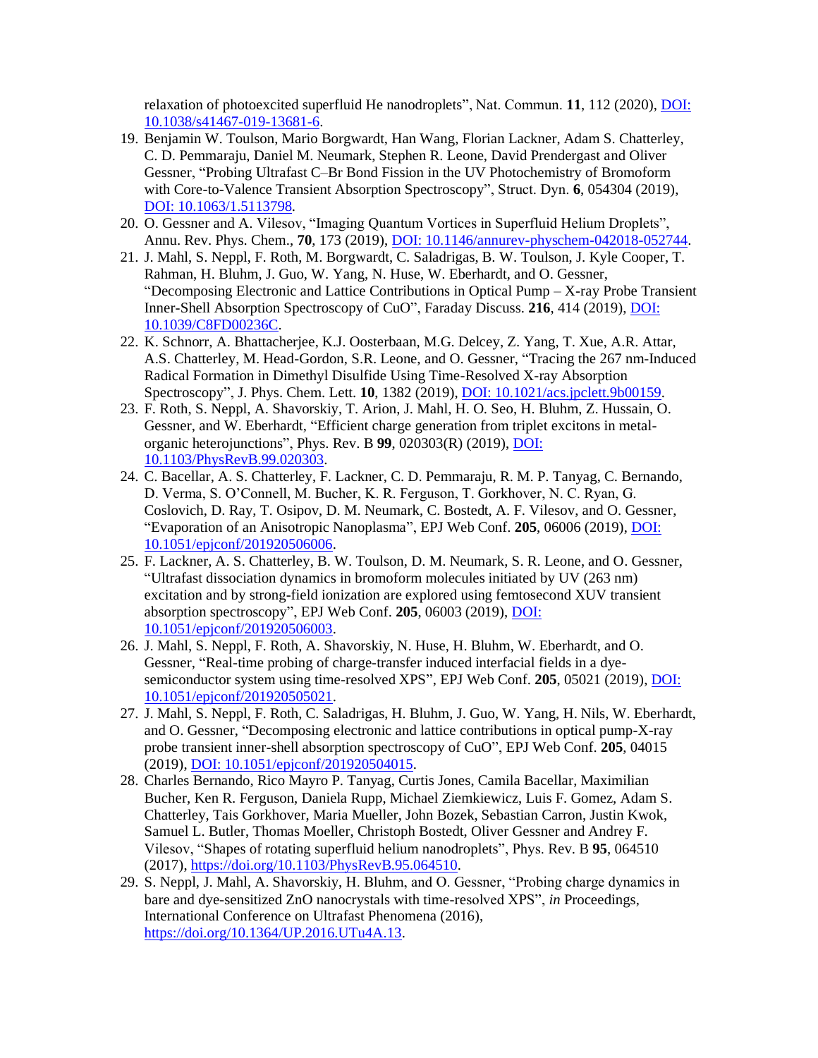relaxation of photoexcited superfluid He nanodroplets", Nat. Commun. **11**, 112 (2020), [DOI: 10.1038/s41467-019-13681-6](https://doi.org/10.1038/s41467-019-13681-6).

19. Benjamin W. Toulson, Mario Borgwardt, Han Wang, Florian Lackner, Adam S. Chatterley, C. D. Pemmaraju, Daniel M. Neumark, Stephen R. Leone, David Prendergast and Oliver Gessner, "Probing Ultrafast C–Br Bond Fission in the UV Photochemistry of Bromoform with Core-to-Valence Transient Absorption Spectroscopy", Struct. Dyn. **6**, 054304 (2019), [DOI: 10.1063/1.5113798](https://doi.org/10.1063/1.5113798).
20. O. Gessner and A. Vilesov, "Imaging Quantum Vortices in Superfluid Helium Droplets", Annu. Rev. Phys. Chem., **70**, 173 (2019), [DOI: 10.1146/annurev-physchem-042018-052744](https://doi.org/10.1146/annurev-physchem-042018-052744).
21. J. Mahl, S. Neppl, F. Roth, M. Borgwardt, C. Saladrigas, B. W. Toulson, J. Kyle Cooper, T. Rahman, H. Bluhm, J. Guo, W. Yang, N. Huse, W. Eberhardt, and O. Gessner, "Decomposing Electronic and Lattice Contributions in Optical Pump – X-ray Probe Transient Inner-Shell Absorption Spectroscopy of CuO", Faraday Discuss. **216**, 414 (2019), [DOI: 10.1039/C8FD00236C](https://doi.org/10.1039/C8FD00236C).
22. K. Schnorr, A. Bhattacherjee, K.J. Oosterbaan, M.G. Delcey, Z. Yang, T. Xue, A.R. Attar, A.S. Chatterley, M. Head-Gordon, S.R. Leone, and O. Gessner, "Tracing the 267 nm-Induced Radical Formation in Dimethyl Disulfide Using Time-Resolved X-ray Absorption Spectroscopy", J. Phys. Chem. Lett. **10**, 1382 (2019), [DOI: 10.1021/acs.jpclett.9b00159](https://doi.org/10.1021/acs.jpclett.9b00159).
23. F. Roth, S. Neppl, A. Shavorskiy, T. Arion, J. Mahl, H. O. Seo, H. Bluhm, Z. Hussain, O. Gessner, and W. Eberhardt, "Efficient charge generation from triplet excitons in metal-organic heterojunctions", Phys. Rev. B **99**, 020303(R) (2019), [DOI: 10.1103/PhysRevB.99.020303](https://doi.org/10.1103/PhysRevB.99.020303).
24. C. Bacellar, A. S. Chatterley, F. Lackner, C. D. Pemmaraju, R. M. P. Tanyag, C. Bernando, D. Verma, S. O'Connell, M. Bucher, K. R. Ferguson, T. Gorkhover, N. C. Ryan, G. Coslovich, D. Ray, T. Osipov, D. M. Neumark, C. Bostedt, A. F. Vilesov, and O. Gessner, "Evaporation of an Anisotropic Nanoplasma", EPJ Web Conf. **205**, 06006 (2019), [DOI: 10.1051/epjconf/201920506006](https://doi.org/10.1051/epjconf/201920506006).
25. F. Lackner, A. S. Chatterley, B. W. Toulson, D. M. Neumark, S. R. Leone, and O. Gessner, "Ultrafast dissociation dynamics in bromoform molecules initiated by UV (263 nm) excitation and by strong-field ionization are explored using femtosecond XUV transient absorption spectroscopy", EPJ Web Conf. **205**, 06003 (2019), [DOI: 10.1051/epjconf/201920506003](https://doi.org/10.1051/epjconf/201920506003).
26. J. Mahl, S. Neppl, F. Roth, A. Shavorskiy, N. Huse, H. Bluhm, W. Eberhardt, and O. Gessner, "Real-time probing of charge-transfer induced interfacial fields in a dye-semiconductor system using time-resolved XPS", EPJ Web Conf. **205**, 05021 (2019), [DOI: 10.1051/epjconf/201920505021](https://doi.org/10.1051/epjconf/201920505021).
27. J. Mahl, S. Neppl, F. Roth, C. Saladrigas, H. Bluhm, J. Guo, W. Yang, H. Nils, W. Eberhardt, and O. Gessner, "Decomposing electronic and lattice contributions in optical pump-X-ray probe transient inner-shell absorption spectroscopy of CuO", EPJ Web Conf. **205**, 04015 (2019), [DOI: 10.1051/epjconf/201920504015](https://doi.org/10.1051/epjconf/201920504015).
28. Charles Bernando, Rico Mayro P. Tanyag, Curtis Jones, Camila Bacellar, Maximilian Bucher, Ken R. Ferguson, Daniela Rupp, Michael Ziemkiewicz, Luis F. Gomez, Adam S. Chatterley, Tais Gorkhover, Maria Mueller, John Bozek, Sebastian Carron, Justin Kwok, Samuel L. Butler, Thomas Moeller, Christoph Bostedt, Oliver Gessner and Andrey F. Vilesov, "Shapes of rotating superfluid helium nanodroplets", Phys. Rev. B **95**, 064510 (2017), https://doi.org/10.1103/PhysRevB.95.064510.
29. S. Neppl, J. Mahl, A. Shavorskiy, H. Bluhm, and O. Gessner, "Probing charge dynamics in bare and dye-sensitized ZnO nanocrystals with time-resolved XPS", *in* Proceedings, International Conference on Ultrafast Phenomena (2016), https://doi.org/10.1364/UP.2016.UTu4A.13.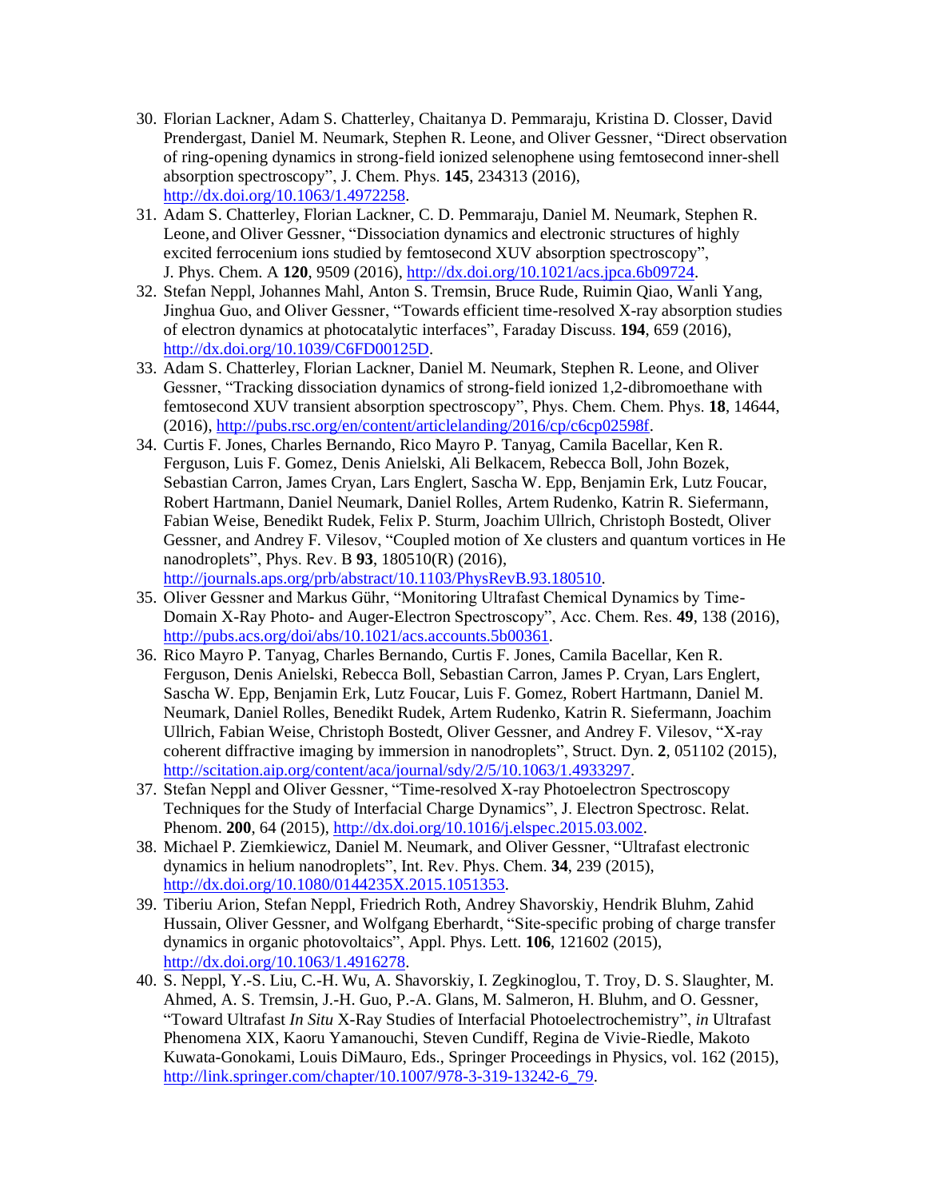30. Florian Lackner, Adam S. Chatterley, Chaitanya D. Pemmaraju, Kristina D. Closser, David Prendergast, Daniel M. Neumark, Stephen R. Leone, and Oliver Gessner, "Direct observation of ring-opening dynamics in strong-field ionized selenophene using femtosecond inner-shell absorption spectroscopy", J. Chem. Phys. **145**, 234313 (2016), [http://dx.doi.org/10.1063/1.4972258](http://dx.doi.org/10.1063/1.4972258).
31. Adam S. Chatterley, Florian Lackner, C. D. Pemmaraju, Daniel M. Neumark, Stephen R. Leone, and Oliver Gessner, "Dissociation dynamics and electronic structures of highly excited ferrocenium ions studied by femtosecond XUV absorption spectroscopy", J. Phys. Chem. A **120**, 9509 (2016), [http://dx.doi.org/10.1021/acs.jpca.6b09724](http://dx.doi.org/10.1021/acs.jpca.6b09724).
32. Stefan Neppl, Johannes Mahl, Anton S. Tremsin, Bruce Rude, Ruimin Qiao, Wanli Yang, Jinghua Guo, and Oliver Gessner, "Towards efficient time-resolved X-ray absorption studies of electron dynamics at photocatalytic interfaces", Faraday Discuss. **194**, 659 (2016), [http://dx.doi.org/10.1039/C6FD00125D](http://dx.doi.org/10.1039/C6FD00125D).
33. Adam S. Chatterley, Florian Lackner, Daniel M. Neumark, Stephen R. Leone, and Oliver Gessner, "Tracking dissociation dynamics of strong-field ionized 1,2-dibromoethane with femtosecond XUV transient absorption spectroscopy", Phys. Chem. Chem. Phys. **18**, 14644, (2016), [http://pubs.rsc.org/en/content/articlelanding/2016/cp/c6cp02598f](http://pubs.rsc.org/en/content/articlelanding/2016/cp/c6cp02598f).
34. Curtis F. Jones, Charles Bernando, Rico Mayro P. Tanyag, Camila Bacellar, Ken R. Ferguson, Luis F. Gomez, Denis Anielski, Ali Belkacem, Rebecca Boll, John Bozek, Sebastian Carron, James Cryan, Lars Englert, Sascha W. Epp, Benjamin Erk, Lutz Foucar, Robert Hartmann, Daniel Neumark, Daniel Rolles, Artem Rudenko, Katrin R. Siefermann, Fabian Weise, Benedikt Rudek, Felix P. Sturm, Joachim Ullrich, Christoph Bostedt, Oliver Gessner, and Andrey F. Vilesov, "Coupled motion of Xe clusters and quantum vortices in He nanodroplets", Phys. Rev. B **93**, 180510(R) (2016), [http://journals.aps.org/prb/abstract/10.1103/PhysRevB.93.180510](http://journals.aps.org/prb/abstract/10.1103/PhysRevB.93.180510).
35. Oliver Gessner and Markus Gühr, "Monitoring Ultrafast Chemical Dynamics by Time-Domain X-Ray Photo- and Auger-Electron Spectroscopy", Acc. Chem. Res. **49**, 138 (2016), [http://pubs.acs.org/doi/abs/10.1021/acs.accounts.5b00361](http://pubs.acs.org/doi/abs/10.1021/acs.accounts.5b00361).
36. Rico Mayro P. Tanyag, Charles Bernando, Curtis F. Jones, Camila Bacellar, Ken R. Ferguson, Denis Anielski, Rebecca Boll, Sebastian Carron, James P. Cryan, Lars Englert, Sascha W. Epp, Benjamin Erk, Lutz Foucar, Luis F. Gomez, Robert Hartmann, Daniel M. Neumark, Daniel Rolles, Benedikt Rudek, Artem Rudenko, Katrin R. Siefermann, Joachim Ullrich, Fabian Weise, Christoph Bostedt, Oliver Gessner, and Andrey F. Vilesov, "X-ray coherent diffractive imaging by immersion in nanodroplets", Struct. Dyn. **2**, 051102 (2015), [http://scitation.aip.org/content/aca/journal/sdy/2/5/10.1063/1.4933297](http://scitation.aip.org/content/aca/journal/sdy/2/5/10.1063/1.4933297).
37. Stefan Neppl and Oliver Gessner, "Time-resolved X-ray Photoelectron Spectroscopy Techniques for the Study of Interfacial Charge Dynamics", J. Electron Spectrosc. Relat. Phenom. **200**, 64 (2015), [http://dx.doi.org/10.1016/j.elspec.2015.03.002](http://dx.doi.org/10.1016/j.elspec.2015.03.002).
38. Michael P. Ziemkiewicz, Daniel M. Neumark, and Oliver Gessner, "Ultrafast electronic dynamics in helium nanodroplets", Int. Rev. Phys. Chem. **34**, 239 (2015), [http://dx.doi.org/10.1080/0144235X.2015.1051353](http://dx.doi.org/10.1080/0144235X.2015.1051353).
39. Tiberiu Arion, Stefan Neppl, Friedrich Roth, Andrey Shavorskiy, Hendrik Bluhm, Zahid Hussain, Oliver Gessner, and Wolfgang Eberhardt, "Site-specific probing of charge transfer dynamics in organic photovoltaics", Appl. Phys. Lett. **106**, 121602 (2015), [http://dx.doi.org/10.1063/1.4916278](http://dx.doi.org/10.1063/1.4916278).
40. S. Neppl, Y.-S. Liu, C.-H. Wu, A. Shavorskiy, I. Zegkinoglou, T. Troy, D. S. Slaughter, M. Ahmed, A. S. Tremsin, J.-H. Guo, P.-A. Glans, M. Salmeron, H. Bluhm, and O. Gessner, "Toward Ultrafast *In Situ* X-Ray Studies of Interfacial Photoelectrochemistry", *in* Ultrafast Phenomena XIX, Kaoru Yamanouchi, Steven Cundiff, Regina de Vivie-Riedle, Makoto Kuwata-Gonokami, Louis DiMauro, Eds., Springer Proceedings in Physics, vol. 162 (2015), [http://link.springer.com/chapter/10.1007/978-3-319-13242-6_79](http://link.springer.com/chapter/10.1007/978-3-319-13242-6_79).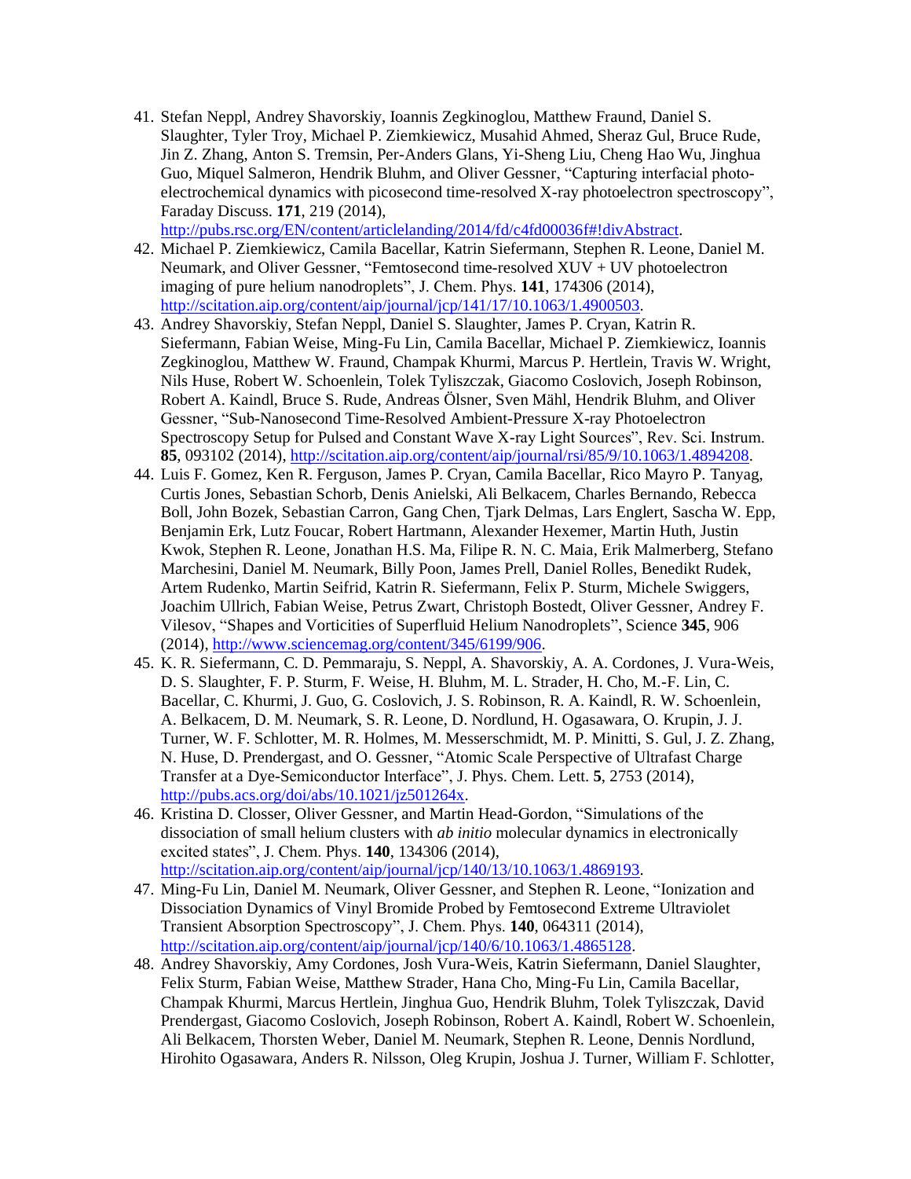41. Stefan Neppl, Andrey Shavorskiy, Ioannis Zegkinoglou, Matthew Fraund, Daniel S. Slaughter, Tyler Troy, Michael P. Ziemkiewicz, Musahid Ahmed, Sheraz Gul, Bruce Rude, Jin Z. Zhang, Anton S. Tremsin, Per-Anders Glans, Yi-Sheng Liu, Cheng Hao Wu, Jinghua Guo, Miquel Salmeron, Hendrik Bluhm, and Oliver Gessner, "Capturing interfacial photo-electrochemical dynamics with picosecond time-resolved X-ray photoelectron spectroscopy", Faraday Discuss. **171**, 219 (2014), http://pubs.rsc.org/EN/content/articlelanding/2014/fd/c4fd00036f#!divAbstract.
42. Michael P. Ziemkiewicz, Camila Bacellar, Katrin Siefermann, Stephen R. Leone, Daniel M. Neumark, and Oliver Gessner, "Femtosecond time-resolved XUV + UV photoelectron imaging of pure helium nanodroplets", J. Chem. Phys. **141**, 174306 (2014), http://scitation.aip.org/content/aip/journal/jcp/141/17/10.1063/1.4900503.
43. Andrey Shavorskiy, Stefan Neppl, Daniel S. Slaughter, James P. Cryan, Katrin R. Siefermann, Fabian Weise, Ming-Fu Lin, Camila Bacellar, Michael P. Ziemkiewicz, Ioannis Zegkinoglou, Matthew W. Fraund, Champak Khurmi, Marcus P. Hertlein, Travis W. Wright, Nils Huse, Robert W. Schoenlein, Tolek Tyliszczak, Giacomo Coslovich, Joseph Robinson, Robert A. Kaindl, Bruce S. Rude, Andreas Ölsner, Sven Mähl, Hendrik Bluhm, and Oliver Gessner, "Sub-Nanosecond Time-Resolved Ambient-Pressure X-ray Photoelectron Spectroscopy Setup for Pulsed and Constant Wave X-ray Light Sources", Rev. Sci. Instrum. **85**, 093102 (2014), http://scitation.aip.org/content/aip/journal/rsi/85/9/10.1063/1.4894208.
44. Luis F. Gomez, Ken R. Ferguson, James P. Cryan, Camila Bacellar, Rico Mayro P. Tanyag, Curtis Jones, Sebastian Schorb, Denis Anielski, Ali Belkacem, Charles Bernando, Rebecca Boll, John Bozek, Sebastian Carron, Gang Chen, Tjark Delmas, Lars Englert, Sascha W. Epp, Benjamin Erk, Lutz Foucar, Robert Hartmann, Alexander Hexemer, Martin Huth, Justin Kwok, Stephen R. Leone, Jonathan H.S. Ma, Filipe R. N. C. Maia, Erik Malmerberg, Stefano Marchesini, Daniel M. Neumark, Billy Poon, James Prell, Daniel Rolles, Benedikt Rudek, Artem Rudenko, Martin Seifrid, Katrin R. Siefermann, Felix P. Sturm, Michele Swiggers, Joachim Ullrich, Fabian Weise, Petrus Zwart, Christoph Bostedt, Oliver Gessner, Andrey F. Vilesov, "Shapes and Vorticities of Superfluid Helium Nanodroplets", Science **345**, 906 (2014), http://www.sciencemag.org/content/345/6199/906.
45. K. R. Siefermann, C. D. Pemmaraju, S. Neppl, A. Shavorskiy, A. A. Cordones, J. Vura-Weis, D. S. Slaughter, F. P. Sturm, F. Weise, H. Bluhm, M. L. Strader, H. Cho, M.-F. Lin, C. Bacellar, C. Khurmi, J. Guo, G. Coslovich, J. S. Robinson, R. A. Kaindl, R. W. Schoenlein, A. Belkacem, D. M. Neumark, S. R. Leone, D. Nordlund, H. Ogasawara, O. Krupin, J. J. Turner, W. F. Schlotter, M. R. Holmes, M. Messerschmidt, M. P. Minitti, S. Gul, J. Z. Zhang, N. Huse, D. Prendergast, and O. Gessner, "Atomic Scale Perspective of Ultrafast Charge Transfer at a Dye-Semiconductor Interface", J. Phys. Chem. Lett. **5**, 2753 (2014), http://pubs.acs.org/doi/abs/10.1021/jz501264x.
46. Kristina D. Closser, Oliver Gessner, and Martin Head-Gordon, "Simulations of the dissociation of small helium clusters with *ab initio* molecular dynamics in electronically excited states", J. Chem. Phys. **140**, 134306 (2014), http://scitation.aip.org/content/aip/journal/jcp/140/13/10.1063/1.4869193.
47. Ming-Fu Lin, Daniel M. Neumark, Oliver Gessner, and Stephen R. Leone, "Ionization and Dissociation Dynamics of Vinyl Bromide Probed by Femtosecond Extreme Ultraviolet Transient Absorption Spectroscopy", J. Chem. Phys. **140**, 064311 (2014), http://scitation.aip.org/content/aip/journal/jcp/140/6/10.1063/1.4865128.
48. Andrey Shavorskiy, Amy Cordones, Josh Vura-Weis, Katrin Siefermann, Daniel Slaughter, Felix Sturm, Fabian Weise, Matthew Strader, Hana Cho, Ming-Fu Lin, Camila Bacellar, Champak Khurmi, Marcus Hertlein, Jinghua Guo, Hendrik Bluhm, Tolek Tyliszczak, David Prendergast, Giacomo Coslovich, Joseph Robinson, Robert A. Kaindl, Robert W. Schoenlein, Ali Belkacem, Thorsten Weber, Daniel M. Neumark, Stephen R. Leone, Dennis Nordlund, Hirohito Ogasawara, Anders R. Nilsson, Oleg Krupin, Joshua J. Turner, William F. Schlotter,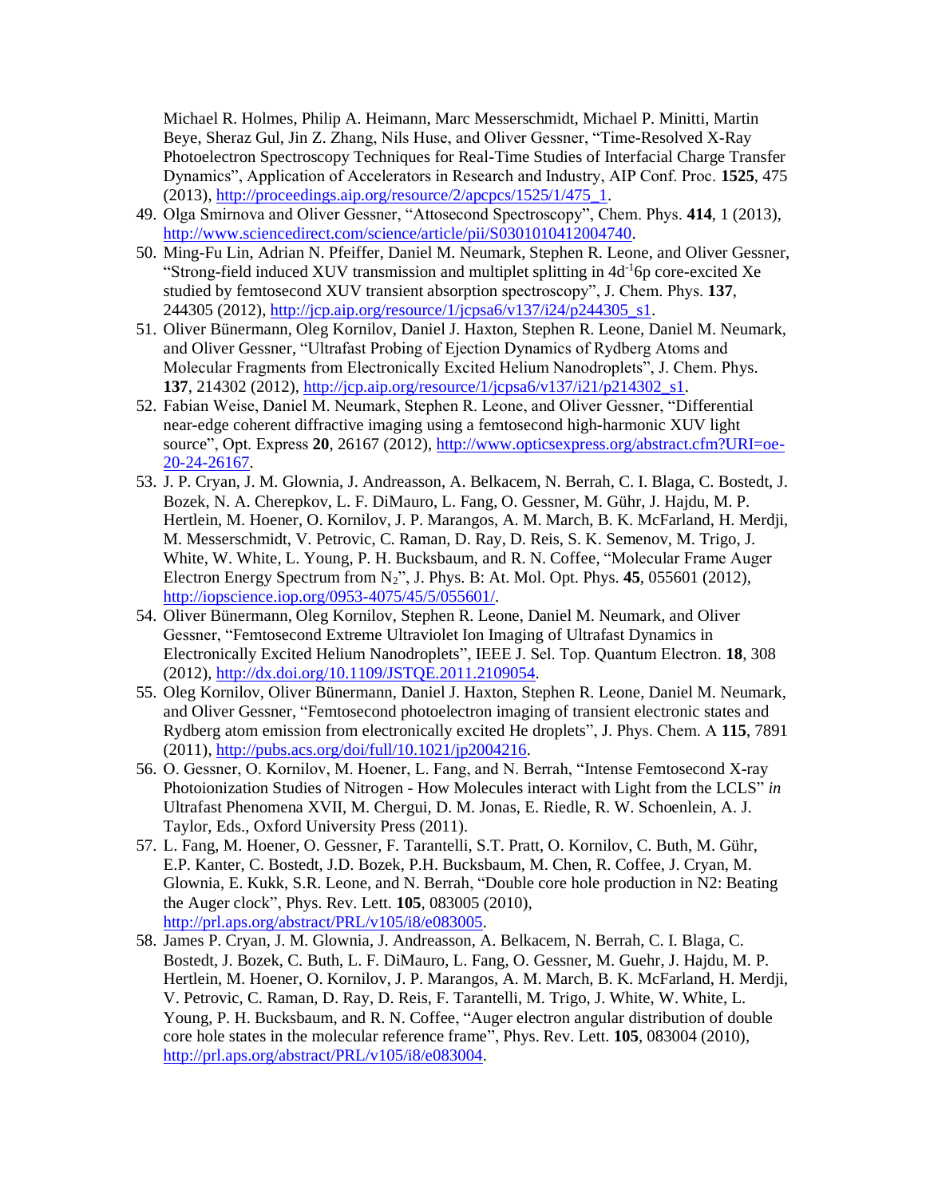Michael R. Holmes, Philip A. Heimann, Marc Messerschmidt, Michael P. Minitti, Martin Beye, Sheraz Gul, Jin Z. Zhang, Nils Huse, and Oliver Gessner, "Time-Resolved X-Ray Photoelectron Spectroscopy Techniques for Real-Time Studies of Interfacial Charge Transfer Dynamics", Application of Accelerators in Research and Industry, AIP Conf. Proc. **1525**, 475 (2013), http://proceedings.aip.org/resource/2/apcpcs/1525/1/475_1.

49. Olga Smirnova and Oliver Gessner, "Attosecond Spectroscopy", Chem. Phys. **414**, 1 (2013), http://www.sciencedirect.com/science/article/pii/S0301010412004740.
50. Ming-Fu Lin, Adrian N. Pfeiffer, Daniel M. Neumark, Stephen R. Leone, and Oliver Gessner, "Strong-field induced XUV transmission and multiplet splitting in $4d^{-1}6p$ core-excited Xe studied by femtosecond XUV transient absorption spectroscopy", J. Chem. Phys. **137**, 244305 (2012), http://jcp.aip.org/resource/1/jcpsa6/v137/i24/p244305_s1.
51. Oliver Bünermann, Oleg Kornilov, Daniel J. Haxton, Stephen R. Leone, Daniel M. Neumark, and Oliver Gessner, "Ultrafast Probing of Ejection Dynamics of Rydberg Atoms and Molecular Fragments from Electronically Excited Helium Nanodroplets", J. Chem. Phys. **137**, 214302 (2012), http://jcp.aip.org/resource/1/jcpsa6/v137/i21/p214302_s1.
52. Fabian Weise, Daniel M. Neumark, Stephen R. Leone, and Oliver Gessner, "Differential near-edge coherent diffractive imaging using a femtosecond high-harmonic XUV light source", Opt. Express **20**, 26167 (2012), http://www.opticsexpress.org/abstract.cfm?URI=oe-20-24-26167.
53. J. P. Cryan, J. M. Glownia, J. Andreasson, A. Belkacem, N. Berrah, C. I. Blaga, C. Bostedt, J. Bozek, N. A. Cherepkov, L. F. DiMauro, L. Fang, O. Gessner, M. Gühr, J. Hajdu, M. P. Hertlein, M. Hoener, O. Kornilov, J. P. Marangos, A. M. March, B. K. McFarland, H. Merdji, M. Messerschmidt, V. Petrovic, C. Raman, D. Ray, D. Reis, S. K. Semenov, M. Trigo, J. White, W. White, L. Young, P. H. Bucksbaum, and R. N. Coffee, "Molecular Frame Auger Electron Energy Spectrum from $N_2$", J. Phys. B: At. Mol. Opt. Phys. **45**, 055601 (2012), http://iopscience.iop.org/0953-4075/45/5/055601/.
54. Oliver Bünermann, Oleg Kornilov, Stephen R. Leone, Daniel M. Neumark, and Oliver Gessner, "Femtosecond Extreme Ultraviolet Ion Imaging of Ultrafast Dynamics in Electronically Excited Helium Nanodroplets", IEEE J. Sel. Top. Quantum Electron. **18**, 308 (2012), http://dx.doi.org/10.1109/JSTQE.2011.2109054.
55. Oleg Kornilov, Oliver Bünermann, Daniel J. Haxton, Stephen R. Leone, Daniel M. Neumark, and Oliver Gessner, "Femtosecond photoelectron imaging of transient electronic states and Rydberg atom emission from electronically excited He droplets", J. Phys. Chem. A **115**, 7891 (2011), http://pubs.acs.org/doi/full/10.1021/jp2004216.
56. O. Gessner, O. Kornilov, M. Hoener, L. Fang, and N. Berrah, "Intense Femtosecond X-ray Photoionization Studies of Nitrogen - How Molecules interact with Light from the LCLS" *in* Ultrafast Phenomena XVII, M. Chergui, D. M. Jonas, E. Riedle, R. W. Schoenlein, A. J. Taylor, Eds., Oxford University Press (2011).
57. L. Fang, M. Hoener, O. Gessner, F. Tarantelli, S.T. Pratt, O. Kornilov, C. Buth, M. Gühr, E.P. Kanter, C. Bostedt, J.D. Bozek, P.H. Bucksbaum, M. Chen, R. Coffee, J. Cryan, M. Glownia, E. Kukk, S.R. Leone, and N. Berrah, "Double core hole production in N2: Beating the Auger clock", Phys. Rev. Lett. **105**, 083005 (2010), http://prl.aps.org/abstract/PRL/v105/i8/e083005.
58. James P. Cryan, J. M. Glownia, J. Andreasson, A. Belkacem, N. Berrah, C. I. Blaga, C. Bostedt, J. Bozek, C. Buth, L. F. DiMauro, L. Fang, O. Gessner, M. Guehr, J. Hajdu, M. P. Hertlein, M. Hoener, O. Kornilov, J. P. Marangos, A. M. March, B. K. McFarland, H. Merdji, V. Petrovic, C. Raman, D. Ray, D. Reis, F. Tarantelli, M. Trigo, J. White, W. White, L. Young, P. H. Bucksbaum, and R. N. Coffee, "Auger electron angular distribution of double core hole states in the molecular reference frame", Phys. Rev. Lett. **105**, 083004 (2010), http://prl.aps.org/abstract/PRL/v105/i8/e083004.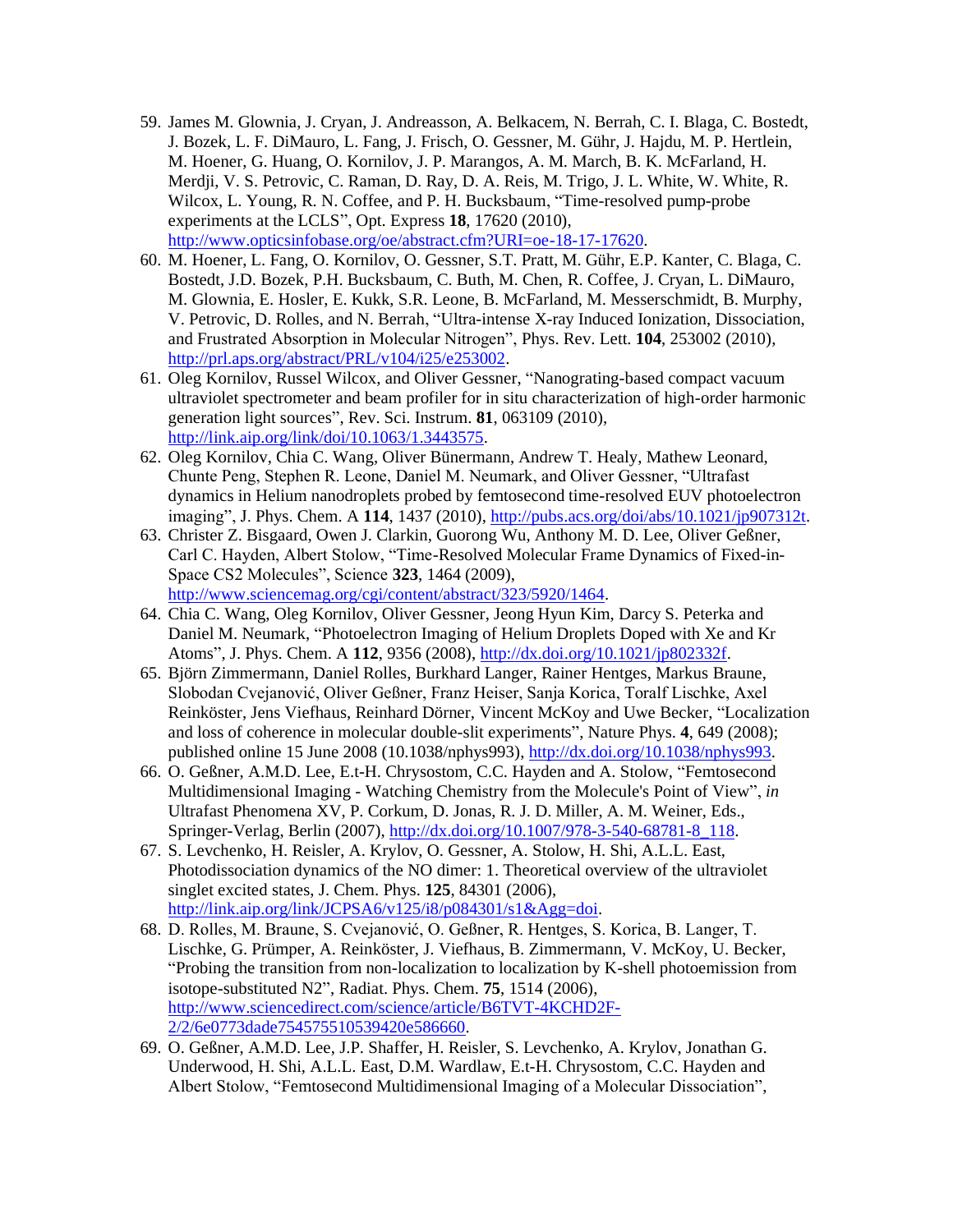59. James M. Glownia, J. Cryan, J. Andreasson, A. Belkacem, N. Berrah, C. I. Blaga, C. Bostedt, J. Bozek, L. F. DiMauro, L. Fang, J. Frisch, O. Gessner, M. Gühr, J. Hajdu, M. P. Hertlein, M. Hoener, G. Huang, O. Kornilov, J. P. Marangos, A. M. March, B. K. McFarland, H. Merdji, V. S. Petrovic, C. Raman, D. Ray, D. A. Reis, M. Trigo, J. L. White, W. White, R. Wilcox, L. Young, R. N. Coffee, and P. H. Bucksbaum, "Time-resolved pump-probe experiments at the LCLS", Opt. Express **18**, 17620 (2010), http://www.opticsinfobase.org/oe/abstract.cfm?URI=oe-18-17-17620.
60. M. Hoener, L. Fang, O. Kornilov, O. Gessner, S.T. Pratt, M. Gühr, E.P. Kanter, C. Blaga, C. Bostedt, J.D. Bozek, P.H. Bucksbaum, C. Buth, M. Chen, R. Coffee, J. Cryan, L. DiMauro, M. Glownia, E. Hosler, E. Kukk, S.R. Leone, B. McFarland, M. Messerschmidt, B. Murphy, V. Petrovic, D. Rolles, and N. Berrah, "Ultra-intense X-ray Induced Ionization, Dissociation, and Frustrated Absorption in Molecular Nitrogen", Phys. Rev. Lett. **104**, 253002 (2010), http://prl.aps.org/abstract/PRL/v104/i25/e253002.
61. Oleg Kornilov, Russel Wilcox, and Oliver Gessner, "Nanograting-based compact vacuum ultraviolet spectrometer and beam profiler for in situ characterization of high-order harmonic generation light sources", Rev. Sci. Instrum. **81**, 063109 (2010), http://link.aip.org/link/doi/10.1063/1.3443575.
62. Oleg Kornilov, Chia C. Wang, Oliver Bünermann, Andrew T. Healy, Mathew Leonard, Chunte Peng, Stephen R. Leone, Daniel M. Neumark, and Oliver Gessner, "Ultrafast dynamics in Helium nanodroplets probed by femtosecond time-resolved EUV photoelectron imaging", J. Phys. Chem. A **114**, 1437 (2010), http://pubs.acs.org/doi/abs/10.1021/jp907312t.
63. Christer Z. Bisgaard, Owen J. Clarkin, Guorong Wu, Anthony M. D. Lee, Oliver Geßner, Carl C. Hayden, Albert Stolow, "Time-Resolved Molecular Frame Dynamics of Fixed-in-Space CS2 Molecules", Science **323**, 1464 (2009), http://www.sciencemag.org/cgi/content/abstract/323/5920/1464.
64. Chia C. Wang, Oleg Kornilov, Oliver Gessner, Jeong Hyun Kim, Darcy S. Peterka and Daniel M. Neumark, "Photoelectron Imaging of Helium Droplets Doped with Xe and Kr Atoms", J. Phys. Chem. A **112**, 9356 (2008), http://dx.doi.org/10.1021/jp802332f.
65. Björn Zimmermann, Daniel Rolles, Burkhard Langer, Rainer Hentges, Markus Braune, Slobodan Cvejanović, Oliver Geßner, Franz Heiser, Sanja Korica, Toralf Lischke, Axel Reinköster, Jens Viefhaus, Reinhard Dörner, Vincent McKoy and Uwe Becker, "Localization and loss of coherence in molecular double-slit experiments", Nature Phys. **4**, 649 (2008); published online 15 June 2008 (10.1038/nphys993), http://dx.doi.org/10.1038/nphys993.
66. O. Geßner, A.M.D. Lee, E.t-H. Chrysostom, C.C. Hayden and A. Stolow, "Femtosecond Multidimensional Imaging - Watching Chemistry from the Molecule's Point of View", *in* Ultrafast Phenomena XV, P. Corkum, D. Jonas, R. J. D. Miller, A. M. Weiner, Eds., Springer-Verlag, Berlin (2007), http://dx.doi.org/10.1007/978-3-540-68781-8_118.
67. S. Levchenko, H. Reisler, A. Krylov, O. Gessner, A. Stolow, H. Shi, A.L.L. East, Photodissociation dynamics of the NO dimer: 1. Theoretical overview of the ultraviolet singlet excited states, J. Chem. Phys. **125**, 84301 (2006), http://link.aip.org/link/JCPSA6/v125/i8/p084301/s1&Agg=doi.
68. D. Rolles, M. Braune, S. Cvejanović, O. Geßner, R. Hentges, S. Korica, B. Langer, T. Lischke, G. Prümper, A. Reinköster, J. Viefhaus, B. Zimmermann, V. McKoy, U. Becker, "Probing the transition from non-localization to localization by K-shell photoemission from isotope-substituted N2", Radiat. Phys. Chem. **75**, 1514 (2006), http://www.sciencedirect.com/science/article/B6TVT-4KCHD2F-2/2/6e0773dade754575510539420e586660.
69. O. Geßner, A.M.D. Lee, J.P. Shaffer, H. Reisler, S. Levchenko, A. Krylov, Jonathan G. Underwood, H. Shi, A.L.L. East, D.M. Wardlaw, E.t-H. Chrysostom, C.C. Hayden and Albert Stolow, "Femtosecond Multidimensional Imaging of a Molecular Dissociation",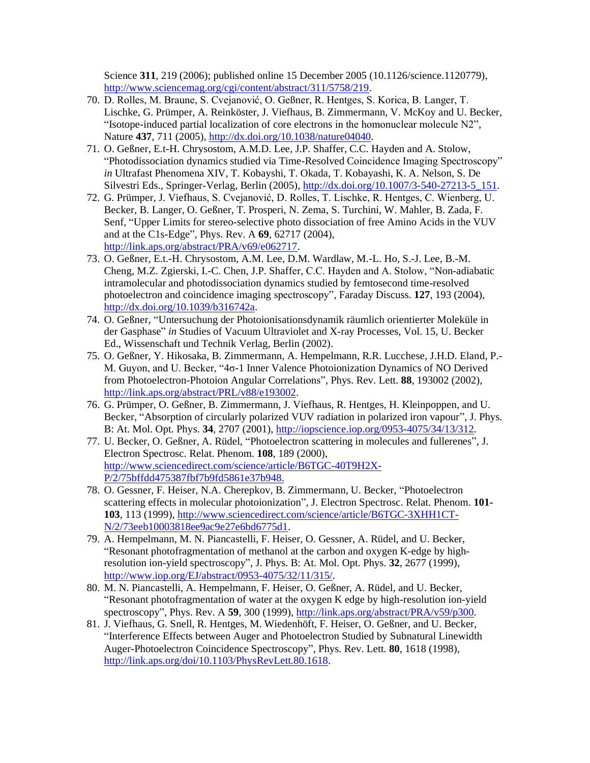Science **311**, 219 (2006); published online 15 December 2005 (10.1126/science.1120779), http://www.sciencemag.org/cgi/content/abstract/311/5758/219.

70. D. Rolles, M. Braune, S. Cvejanović, O. Geßner, R. Hentges, S. Korica, B. Langer, T. Lischke, G. Prümper, A. Reinköster, J. Viefhaus, B. Zimmermann, V. McKoy and U. Becker, "Isotope-induced partial localization of core electrons in the homonuclear molecule N2", Nature **437**, 711 (2005), http://dx.doi.org/10.1038/nature04040.
71. O. Geßner, E.t-H. Chrysostom, A.M.D. Lee, J.P. Shaffer, C.C. Hayden and A. Stolow, "Photodissociation dynamics studied via Time-Resolved Coincidence Imaging Spectroscopy" *in* Ultrafast Phenomena XIV, T. Kobayshi, T. Okada, T. Kobayashi, K. A. Nelson, S. De Silvestri Eds., Springer-Verlag, Berlin (2005), http://dx.doi.org/10.1007/3-540-27213-5_151.
72. G. Prümper, J. Viefhaus, S. Cvejanović, D. Rolles, T. Lischke, R. Hentges, C. Wienberg, U. Becker, B. Langer, O. Geßner, T. Prosperi, N. Zema, S. Turchini, W. Mahler, B. Zada, F. Senf, "Upper Limits for stereo-selective photo dissociation of free Amino Acids in the VUV and at the C1s-Edge", Phys. Rev. A **69**, 62717 (2004), http://link.aps.org/abstract/PRA/v69/e062717.
73. O. Geßner, E.t.-H. Chrysostom, A.M. Lee, D.M. Wardlaw, M.-L. Ho, S.-J. Lee, B.-M. Cheng, M.Z. Zgierski, I.-C. Chen, J.P. Shaffer, C.C. Hayden and A. Stolow, "Non-adiabatic intramolecular and photodissociation dynamics studied by femtosecond time-resolved photoelectron and coincidence imaging spectroscopy", Faraday Discuss. **127**, 193 (2004), http://dx.doi.org/10.1039/b316742a.
74. O. Geßner, "Untersuchung der Photoionisationsdynamik räumlich orientierter Moleküle in der Gasphase" *in* Studies of Vacuum Ultraviolet and X-ray Processes, Vol. 15, U. Becker Ed., Wissenschaft und Technik Verlag, Berlin (2002).
75. O. Geßner, Y. Hikosaka, B. Zimmermann, A. Hempelmann, R.R. Lucchese, J.H.D. Eland, P.-M. Guyon, and U. Becker, "4σ-1 Inner Valence Photoionization Dynamics of NO Derived from Photoelectron-Photoion Angular Correlations", Phys. Rev. Lett. **88**, 193002 (2002), http://link.aps.org/abstract/PRL/v88/e193002.
76. G. Prümper, O. Geßner, B. Zimmermann, J. Viefhaus, R. Hentges, H. Kleinpoppen, and U. Becker, "Absorption of circularly polarized VUV radiation in polarized iron vapour", J. Phys. B: At. Mol. Opt. Phys. **34**, 2707 (2001), http://iopscience.iop.org/0953-4075/34/13/312.
77. U. Becker, O. Geßner, A. Rüdel, "Photoelectron scattering in molecules and fullerenes", J. Electron Spectrosc. Relat. Phenom. **108**, 189 (2000), http://www.sciencedirect.com/science/article/B6TGC-40T9H2X-P/2/75bffdd475387fbf7b9fd5861e37b948.
78. O. Gessner, F. Heiser, N.A. Cherepkov, B. Zimmermann, U. Becker, "Photoelectron scattering effects in molecular photoionization", J. Electron Spectrosc. Relat. Phenom. **101-103**, 113 (1999), http://www.sciencedirect.com/science/article/B6TGC-3XHH1CT-N/2/73eeb10003818ee9ac9e27e6bd6775d1.
79. A. Hempelmann, M. N. Piancastelli, F. Heiser, O. Gessner, A. Rüdel, and U. Becker, "Resonant photofragmentation of methanol at the carbon and oxygen K-edge by high-resolution ion-yield spectroscopy", J. Phys. B: At. Mol. Opt. Phys. **32**, 2677 (1999), http://www.iop.org/EJ/abstract/0953-4075/32/11/315/.
80. M. N. Piancastelli, A. Hempelmann, F. Heiser, O. Geßner, A. Rüdel, and U. Becker, "Resonant photofragmentation of water at the oxygen K edge by high-resolution ion-yield spectroscopy", Phys. Rev. A **59**, 300 (1999), http://link.aps.org/abstract/PRA/v59/p300.
81. J. Viefhaus, G. Snell, R. Hentges, M. Wiedenhöft, F. Heiser, O. Geßner, and U. Becker, "Interference Effects between Auger and Photoelectron Studied by Subnatural Linewidth Auger-Photoelectron Coincidence Spectroscopy", Phys. Rev. Lett. **80**, 1618 (1998), http://link.aps.org/doi/10.1103/PhysRevLett.80.1618.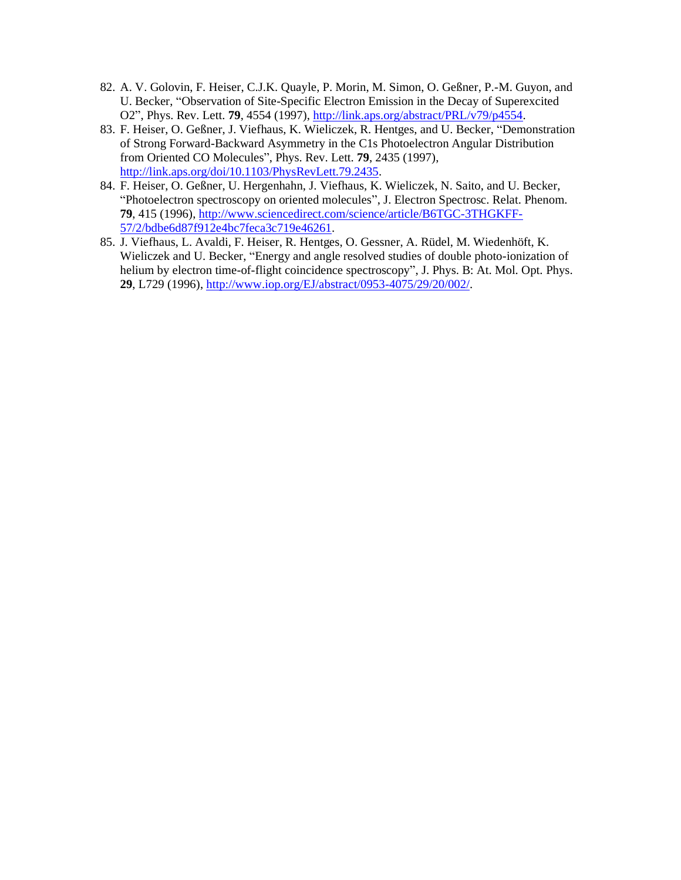82. A. V. Golovin, F. Heiser, C.J.K. Quayle, P. Morin, M. Simon, O. Geßner, P.-M. Guyon, and U. Becker, "Observation of Site-Specific Electron Emission in the Decay of Superexcited O2", Phys. Rev. Lett. **79**, 4554 (1997), http://link.aps.org/abstract/PRL/v79/p4554.
83. F. Heiser, O. Geßner, J. Viefhaus, K. Wieliczek, R. Hentges, and U. Becker, "Demonstration of Strong Forward-Backward Asymmetry in the C1s Photoelectron Angular Distribution from Oriented CO Molecules", Phys. Rev. Lett. **79**, 2435 (1997), http://link.aps.org/doi/10.1103/PhysRevLett.79.2435.
84. F. Heiser, O. Geßner, U. Hergenhahn, J. Viefhaus, K. Wieliczek, N. Saito, and U. Becker, "Photoelectron spectroscopy on oriented molecules", J. Electron Spectrosc. Relat. Phenom. **79**, 415 (1996), http://www.sciencedirect.com/science/article/B6TGC-3THGKFF-57/2/bdbe6d87f912e4bc7feca3c719e46261.
85. J. Viefhaus, L. Avaldi, F. Heiser, R. Hentges, O. Gessner, A. Rüdel, M. Wiedenhöft, K. Wieliczek and U. Becker, "Energy and angle resolved studies of double photo-ionization of helium by electron time-of-flight coincidence spectroscopy", J. Phys. B: At. Mol. Opt. Phys. **29**, L729 (1996), http://www.iop.org/EJ/abstract/0953-4075/29/20/002/.